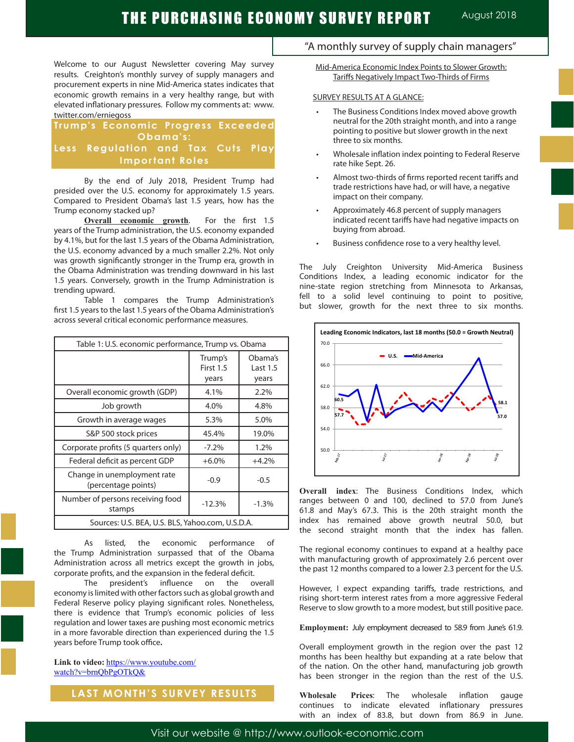# THE PURCHASING ECONOMY SURVEY REPORT

August 2018

"A monthly survey of supply chain managers"

Welcome to our August Newsletter covering May survey results. Creighton's monthly survey of supply managers and procurement experts in nine Mid-America states indicates that economic growth remains in a very healthy range, but with elevated inflationary pressures. Follow my comments at: www.twitter.com/erniegoss

## Trump's Economic Progress Exceeded Obama's: Less Regulation and Tax Cuts Play Important Roles

By the end of July 2018, President Trump had presided over the U.S. economy for approximately 1.5 years. Compared to President Obama's last 1.5 years, how has the Trump economy stacked up?

**Overall economic growth**. For the first 1.5 years of the Trump administration, the U.S. economy expanded by 4.1%, but for the last 1.5 years of the Obama Administration, the U.S. economy advanced by a much smaller 2.2%. Not only was growth significantly stronger in the Trump era, growth in the Obama Administration was trending downward in his last 1.5 years. Conversely, growth in the Trump Administration is trending upward.

Table 1 compares the Trump Administration's first 1.5 years to the last 1.5 years of the Obama Administration's across several critical economic performance measures.

Table 1: U.S. economic performance, Trump vs. Obama

| | Trump's First 1.5 years | Obama's Last 1.5 years |
|---|---|---|
| Overall economic growth (GDP) | 4.1% | 2.2% |
| Job growth | 4.0% | 4.8% |
| Growth in average wages | 5.3% | 5.0% |
| S&P 500 stock prices | 45.4% | 19.0% |
| Corporate profits (5 quarters only) | -7.2% | 1.2% |
| Federal deficit as percent GDP | +6.0% | +4.2% |
| Change in unemployment rate (percentage points) | -0.9 | -0.5 |
| Number of persons receiving food stamps | -12.3% | -1.3% |

Sources: U.S. BEA, U.S. BLS, Yahoo.com, U.S.D.A.

As listed, the economic performance of the Trump Administration surpassed that of the Obama Administration across all metrics except the growth in jobs, corporate profits, and the expansion in the federal deficit.

The president's influence on the overall economy is limited with other factors such as global growth and Federal Reserve policy playing significant roles. Nonetheless, there is evidence that Trump's economic policies of less regulation and lower taxes are pushing most economic metrics in a more favorable direction than experienced during the 1.5 years before Trump took office.

**Link to video:** https://www.youtube.com/watch?v=brnQbPgOTkQ&

## LAST MONTH'S SURVEY RESULTS

Mid-America Economic Index Points to Slower Growth: Tariffs Negatively Impact Two-Thirds of Firms

SURVEY RESULTS AT A GLANCE:

- The Business Conditions Index moved above growth neutral for the 20th straight month, and into a range pointing to positive but slower growth in the next three to six months.
- Wholesale inflation index pointing to Federal Reserve rate hike Sept. 26.
- Almost two-thirds of firms reported recent tariffs and trade restrictions have had, or will have, a negative impact on their company.
- Approximately 46.8 percent of supply managers indicated recent tariffs have had negative impacts on buying from abroad.
- Business confidence rose to a very healthy level.

The July Creighton University Mid-America Business Conditions Index, a leading economic indicator for the nine-state region stretching from Minnesota to Arkansas, fell to a solid level continuing to point to positive, but slower, growth for the next three to six months.

**Overall index**: The Business Conditions Index, which ranges between 0 and 100, declined to 57.0 from June's 61.8 and May's 67.3. This is the 20th straight month the index has remained above growth neutral 50.0, but the second straight month that the index has fallen.

The regional economy continues to expand at a healthy pace with manufacturing growth of approximately 2.6 percent over the past 12 months compared to a lower 2.3 percent for the U.S.

However, I expect expanding tariffs, trade restrictions, and rising short-term interest rates from a more aggressive Federal Reserve to slow growth to a more modest, but still positive pace.

**Employment:** July employment decreased to 58.9 from June's 61.9.

Overall employment growth in the region over the past 12 months has been healthy but expanding at a rate below that of the nation. On the other hand, manufacturing job growth has been stronger in the region than the rest of the U.S.

**Wholesale Prices**: The wholesale inflation gauge continues to indicate elevated inflationary pressures with an index of 83.8, but down from 86.9 in June.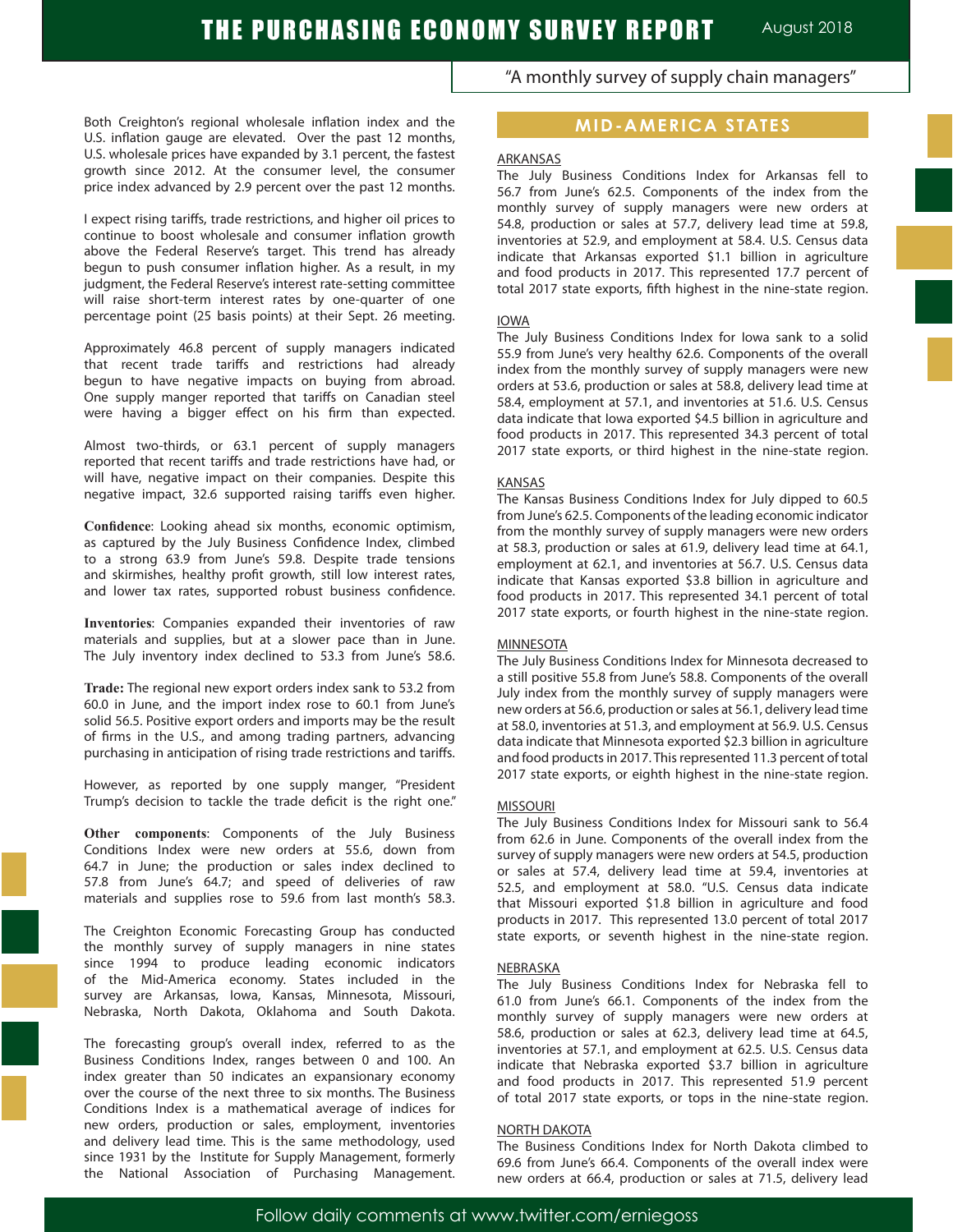Both Creighton's regional wholesale inflation index and the U.S. inflation gauge are elevated. Over the past 12 months, U.S. wholesale prices have expanded by 3.1 percent, the fastest growth since 2012. At the consumer level, the consumer price index advanced by 2.9 percent over the past 12 months.

I expect rising tariffs, trade restrictions, and higher oil prices to continue to boost wholesale and consumer inflation growth above the Federal Reserve's target. This trend has already begun to push consumer inflation higher. As a result, in my judgment, the Federal Reserve's interest rate-setting committee will raise short-term interest rates by one-quarter of one percentage point (25 basis points) at their Sept. 26 meeting.

Approximately 46.8 percent of supply managers indicated that recent trade tariffs and restrictions had already begun to have negative impacts on buying from abroad. One supply manger reported that tariffs on Canadian steel were having a bigger effect on his firm than expected.

Almost two-thirds, or 63.1 percent of supply managers reported that recent tariffs and trade restrictions have had, or will have, negative impact on their companies. Despite this negative impact, 32.6 supported raising tariffs even higher.

**Confidence**: Looking ahead six months, economic optimism, as captured by the July Business Confidence Index, climbed to a strong 63.9 from June's 59.8. Despite trade tensions and skirmishes, healthy profit growth, still low interest rates, and lower tax rates, supported robust business confidence.

**Inventories**: Companies expanded their inventories of raw materials and supplies, but at a slower pace than in June. The July inventory index declined to 53.3 from June's 58.6.

**Trade:** The regional new export orders index sank to 53.2 from 60.0 in June, and the import index rose to 60.1 from June's solid 56.5. Positive export orders and imports may be the result of firms in the U.S., and among trading partners, advancing purchasing in anticipation of rising trade restrictions and tariffs.

However, as reported by one supply manger, "President Trump's decision to tackle the trade deficit is the right one."

**Other components**: Components of the July Business Conditions Index were new orders at 55.6, down from 64.7 in June; the production or sales index declined to 57.8 from June's 64.7; and speed of deliveries of raw materials and supplies rose to 59.6 from last month's 58.3.

The Creighton Economic Forecasting Group has conducted the monthly survey of supply managers in nine states since 1994 to produce leading economic indicators of the Mid-America economy. States included in the survey are Arkansas, Iowa, Kansas, Minnesota, Missouri, Nebraska, North Dakota, Oklahoma and South Dakota.

The forecasting group's overall index, referred to as the Business Conditions Index, ranges between 0 and 100. An index greater than 50 indicates an expansionary economy over the course of the next three to six months. The Business Conditions Index is a mathematical average of indices for new orders, production or sales, employment, inventories and delivery lead time. This is the same methodology, used since 1931 by the Institute for Supply Management, formerly the National Association of Purchasing Management.

## MID-AMERICA STATES

### ARKANSAS

The July Business Conditions Index for Arkansas fell to 56.7 from June's 62.5. Components of the index from the monthly survey of supply managers were new orders at 54.8, production or sales at 57.7, delivery lead time at 59.8, inventories at 52.9, and employment at 58.4. U.S. Census data indicate that Arkansas exported $1.1 billion in agriculture and food products in 2017. This represented 17.7 percent of total 2017 state exports, fifth highest in the nine-state region.

### IOWA

The July Business Conditions Index for Iowa sank to a solid 55.9 from June's very healthy 62.6. Components of the overall index from the monthly survey of supply managers were new orders at 53.6, production or sales at 58.8, delivery lead time at 58.4, employment at 57.1, and inventories at 51.6. U.S. Census data indicate that Iowa exported $4.5 billion in agriculture and food products in 2017. This represented 34.3 percent of total 2017 state exports, or third highest in the nine-state region.

### KANSAS

The Kansas Business Conditions Index for July dipped to 60.5 from June's 62.5. Components of the leading economic indicator from the monthly survey of supply managers were new orders at 58.3, production or sales at 61.9, delivery lead time at 64.1, employment at 62.1, and inventories at 56.7. U.S. Census data indicate that Kansas exported $3.8 billion in agriculture and food products in 2017. This represented 34.1 percent of total 2017 state exports, or fourth highest in the nine-state region.

### MINNESOTA

The July Business Conditions Index for Minnesota decreased to a still positive 55.8 from June's 58.8. Components of the overall July index from the monthly survey of supply managers were new orders at 56.6, production or sales at 56.1, delivery lead time at 58.0, inventories at 51.3, and employment at 56.9. U.S. Census data indicate that Minnesota exported $2.3 billion in agriculture and food products in 2017. This represented 11.3 percent of total 2017 state exports, or eighth highest in the nine-state region.

### MISSOURI

The July Business Conditions Index for Missouri sank to 56.4 from 62.6 in June. Components of the overall index from the survey of supply managers were new orders at 54.5, production or sales at 57.4, delivery lead time at 59.4, inventories at 52.5, and employment at 58.0. "U.S. Census data indicate that Missouri exported $1.8 billion in agriculture and food products in 2017. This represented 13.0 percent of total 2017 state exports, or seventh highest in the nine-state region.

### NEBRASKA

The July Business Conditions Index for Nebraska fell to 61.0 from June's 66.1. Components of the index from the monthly survey of supply managers were new orders at 58.6, production or sales at 62.3, delivery lead time at 64.5, inventories at 57.1, and employment at 62.5. U.S. Census data indicate that Nebraska exported $3.7 billion in agriculture and food products in 2017. This represented 51.9 percent of total 2017 state exports, or tops in the nine-state region.

### NORTH DAKOTA

The Business Conditions Index for North Dakota climbed to 69.6 from June's 66.4. Components of the overall index were new orders at 66.4, production or sales at 71.5, delivery lead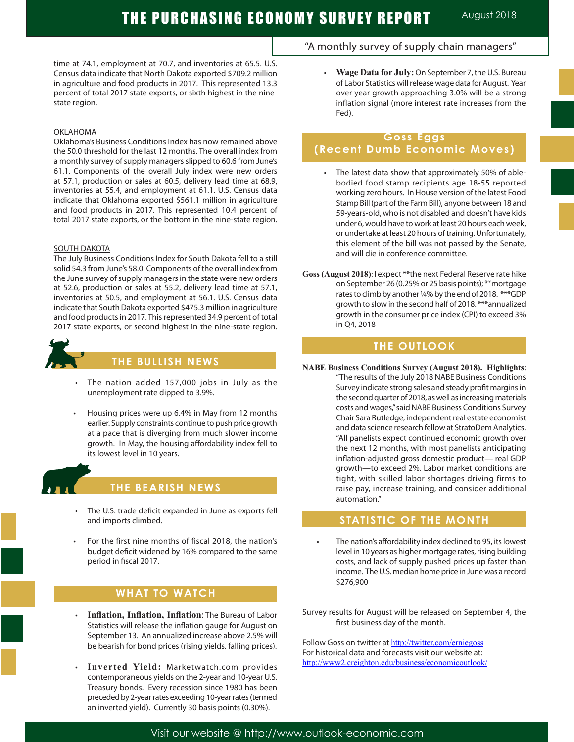time at 74.1, employment at 70.7, and inventories at 65.5. U.S. Census data indicate that North Dakota exported $709.2 million in agriculture and food products in 2017. This represented 13.3 percent of total 2017 state exports, or sixth highest in the nine-state region.

OKLAHOMA

Oklahoma's Business Conditions Index has now remained above the 50.0 threshold for the last 12 months. The overall index from a monthly survey of supply managers slipped to 60.6 from June's 61.1. Components of the overall July index were new orders at 57.1, production or sales at 60.5, delivery lead time at 68.9, inventories at 55.4, and employment at 61.1. U.S. Census data indicate that Oklahoma exported $561.1 million in agriculture and food products in 2017. This represented 10.4 percent of total 2017 state exports, or the bottom in the nine-state region.

SOUTH DAKOTA

The July Business Conditions Index for South Dakota fell to a still solid 54.3 from June's 58.0. Components of the overall index from the June survey of supply managers in the state were new orders at 52.6, production or sales at 55.2, delivery lead time at 57.1, inventories at 50.5, and employment at 56.1. U.S. Census data indicate that South Dakota exported $475.3 million in agriculture and food products in 2017. This represented 34.9 percent of total 2017 state exports, or second highest in the nine-state region.

## THE BULLISH NEWS

- The nation added 157,000 jobs in July as the unemployment rate dipped to 3.9%.
- Housing prices were up 6.4% in May from 12 months earlier. Supply constraints continue to push price growth at a pace that is diverging from much slower income growth. In May, the housing affordability index fell to its lowest level in 10 years.

## THE BEARISH NEWS

- The U.S. trade deficit expanded in June as exports fell and imports climbed.
- For the first nine months of fiscal 2018, the nation's budget deficit widened by 16% compared to the same period in fiscal 2017.

## WHAT TO WATCH

- **Inflation, Inflation, Inflation**: The Bureau of Labor Statistics will release the inflation gauge for August on September 13. An annualized increase above 2.5% will be bearish for bond prices (rising yields, falling prices).
- **Inverted Yield:** Marketwatch.com provides contemporaneous yields on the 2-year and 10-year U.S. Treasury bonds. Every recession since 1980 has been preceded by 2-year rates exceeding 10-year rates (termed an inverted yield). Currently 30 basis points (0.30%).
- **Wage Data for July:** On September 7, the U.S. Bureau of Labor Statistics will release wage data for August. Year over year growth approaching 3.0% will be a strong inflation signal (more interest rate increases from the Fed).

## Goss Eggs (Recent Dumb Economic Moves)

- The latest data show that approximately 50% of able-bodied food stamp recipients age 18-55 reported working zero hours. In House version of the latest Food Stamp Bill (part of the Farm Bill), anyone between 18 and 59-years-old, who is not disabled and doesn't have kids under 6, would have to work at least 20 hours each week, or undertake at least 20 hours of training. Unfortunately, this element of the bill was not passed by the Senate, and will die in conference committee.

**Goss (August 2018)**: I expect **the next Federal Reserve rate hike on September 26 (0.25% or 25 basis points); **mortgage rates to climb by another ¼% by the end of 2018. ***GDP growth to slow in the second half of 2018. ***annualized growth in the consumer price index (CPI) to exceed 3% in Q4, 2018

## THE OUTLOOK

**NABE Business Conditions Survey (August 2018). Highlights**: "The results of the July 2018 NABE Business Conditions Survey indicate strong sales and steady profit margins in the second quarter of 2018, as well as increasing materials costs and wages," said NABE Business Conditions Survey Chair Sara Rutledge, independent real estate economist and data science research fellow at StratoDem Analytics. "All panelists expect continued economic growth over the next 12 months, with most panelists anticipating inflation-adjusted gross domestic product— real GDP growth—to exceed 2%. Labor market conditions are tight, with skilled labor shortages driving firms to raise pay, increase training, and consider additional automation."

## STATISTIC OF THE MONTH

- The nation's affordability index declined to 95, its lowest level in 10 years as higher mortgage rates, rising building costs, and lack of supply pushed prices up faster than income. The U.S. median home price in June was a record $276,900

Survey results for August will be released on September 4, the first business day of the month.

Follow Goss on twitter at http://twitter.com/erniegoss
For historical data and forecasts visit our website at:
http://www2.creighton.edu/business/economicoutlook/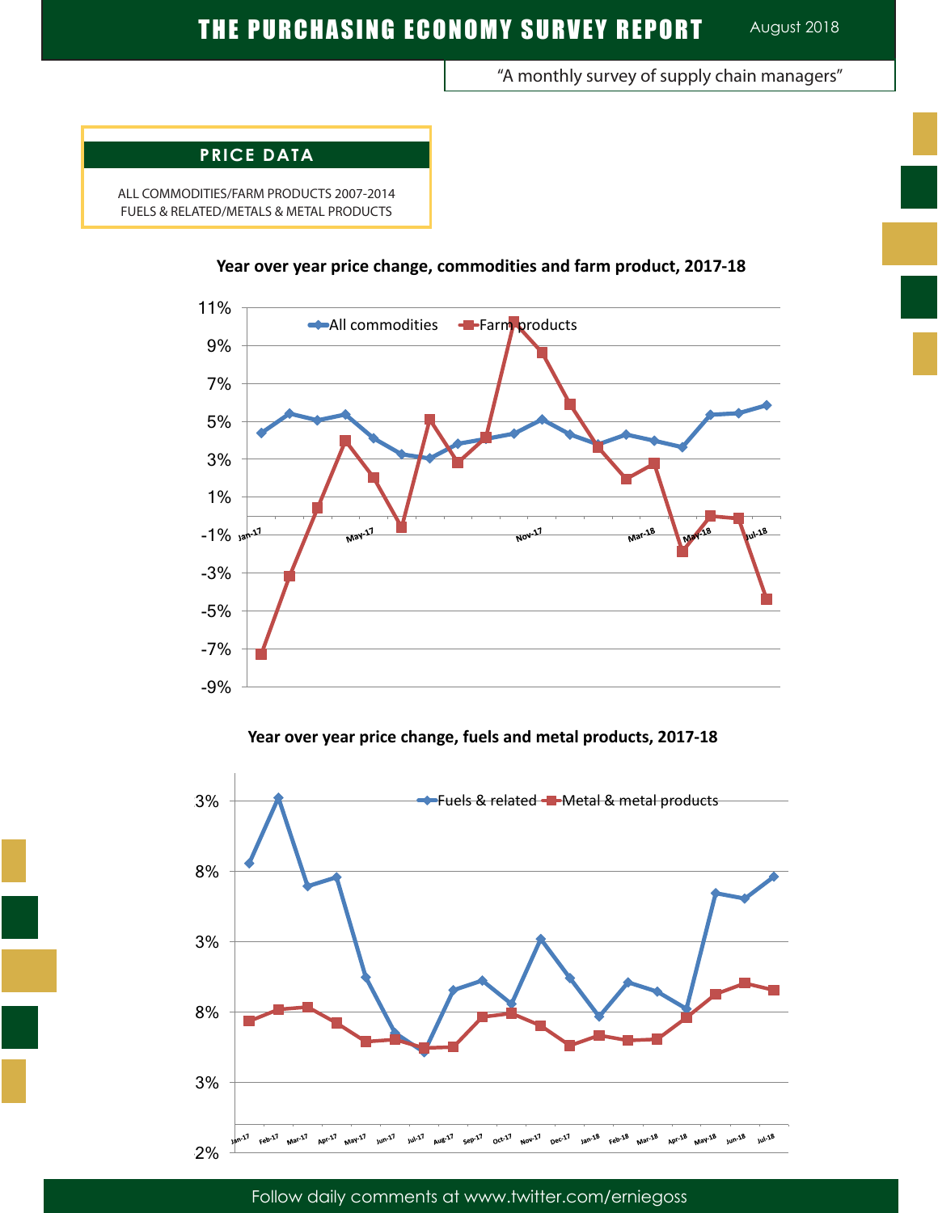# THE PURCHASING ECONOMY SURVEY REPORT

August 2018

"A monthly survey of supply chain managers"

## PRICE DATA

ALL COMMODITIES/FARM PRODUCTS 2007-2014
FUELS & RELATED/METALS & METAL PRODUCTS

**Year over year price change, commodities and farm product, 2017-18**

All commodities
Farm products

11%
9%
7%
5%
3%
1%
-1%
-3%
-5%
-7%
-9%

Jan-17
May-17
Nov-17
Mar-18
May-18
Jul-18

**Year over year price change, fuels and metal products, 2017-18**

Fuels & related
Metal & metal products

3%
8%
3%
8%
3%
2%

Jan-17
Feb-17
Mar-17
Apr-17
May-17
Jun-17
Jul-17
Aug-17
Sep-17
Oct-17
Nov-17
Dec-17
Jan-18
Feb-18
Mar-18
Apr-18
May-18
Jun-18
Jul-18

Follow daily comments at www.twitter.com/erniegoss